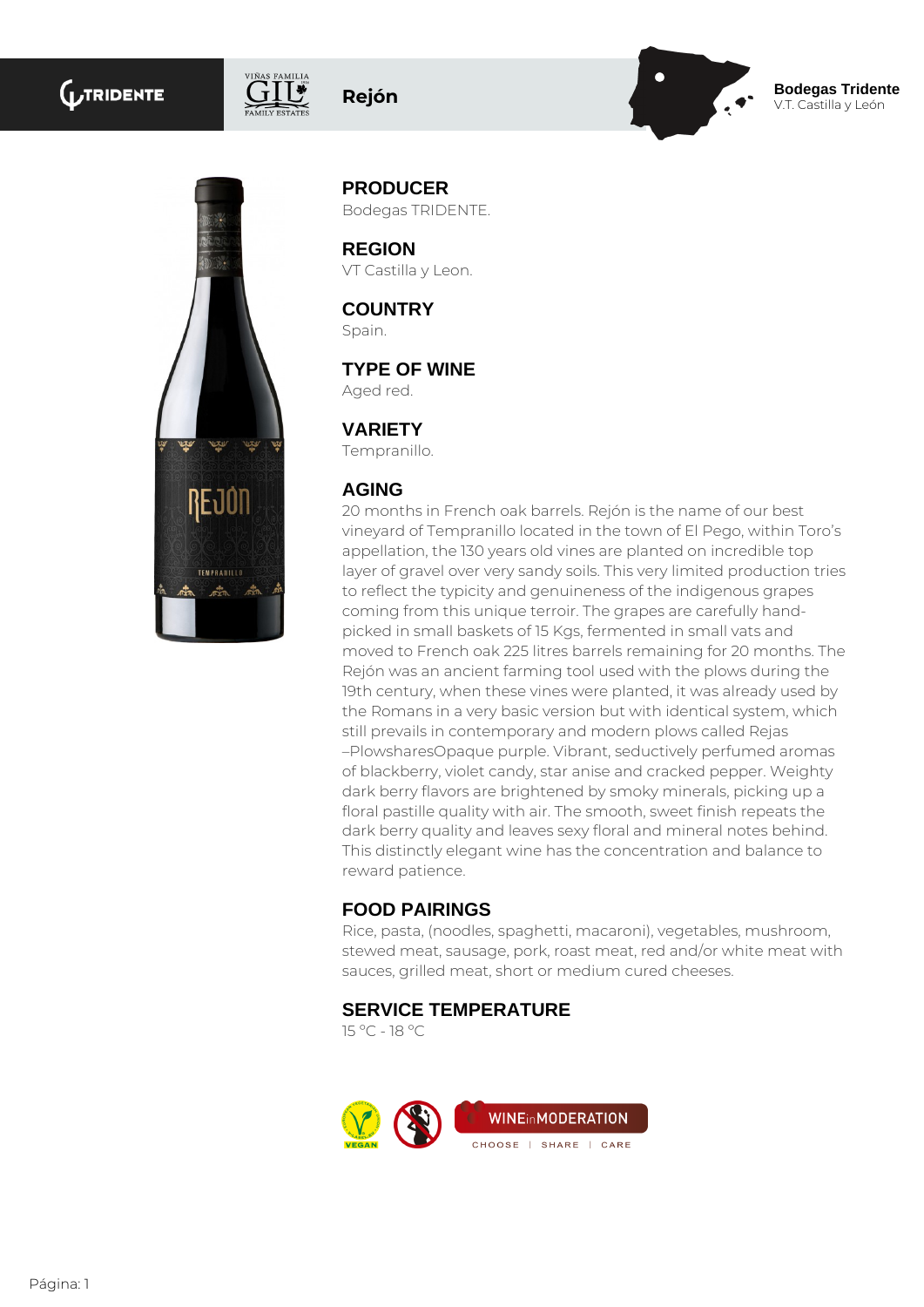TRIDENTE

VIÑAS FAMILIA GIL FAMILY ESTATES

# Rejón

**Bodegas Tridente**
V.T. Castilla y León

## PRODUCER

Bodegas TRIDENTE.

## REGION

VT Castilla y Leon.

## COUNTRY

Spain.

## TYPE OF WINE

Aged red.

## VARIETY

Tempranillo.

## AGING

20 months in French oak barrels. Rejón is the name of our best vineyard of Tempranillo located in the town of El Pego, within Toro's appellation, the 130 years old vines are planted on incredible top layer of gravel over very sandy soils. This very limited production tries to reflect the typicity and genuineness of the indigenous grapes coming from this unique terroir. The grapes are carefully hand-picked in small baskets of 15 Kgs, fermented in small vats and moved to French oak 225 litres barrels remaining for 20 months. The Rejón was an ancient farming tool used with the plows during the 19th century, when these vines were planted, it was already used by the Romans in a very basic version but with identical system, which still prevails in contemporary and modern plows called Rejas –PlowsharesOpaque purple. Vibrant, seductively perfumed aromas of blackberry, violet candy, star anise and cracked pepper. Weighty dark berry flavors are brightened by smoky minerals, picking up a floral pastille quality with air. The smooth, sweet finish repeats the dark berry quality and leaves sexy floral and mineral notes behind. This distinctly elegant wine has the concentration and balance to reward patience.

## FOOD PAIRINGS

Rice, pasta, (noodles, spaghetti, macaroni), vegetables, mushroom, stewed meat, sausage, pork, roast meat, red and/or white meat with sauces, grilled meat, short or medium cured cheeses.

## SERVICE TEMPERATURE

15 °C - 18 °C

VEGAN

WINE in MODERATION
CHOOSE | SHARE | CARE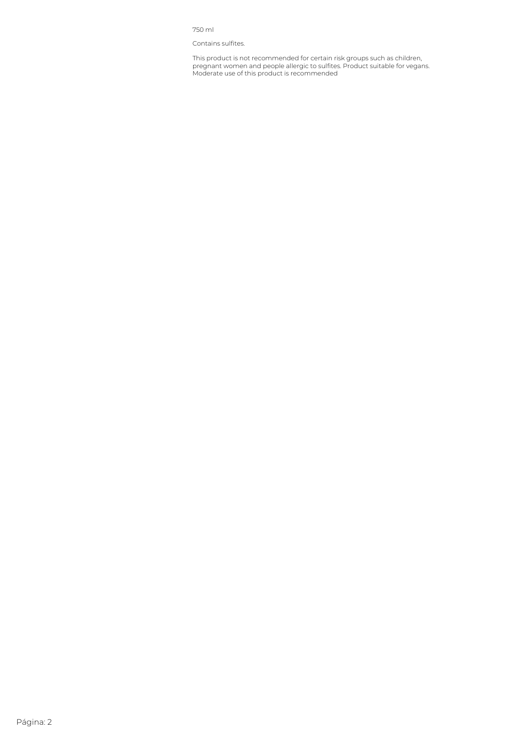750 ml

Contains sulfites.

This product is not recommended for certain risk groups such as children, pregnant women and people allergic to sulfites. Product suitable for vegans. Moderate use of this product is recommended